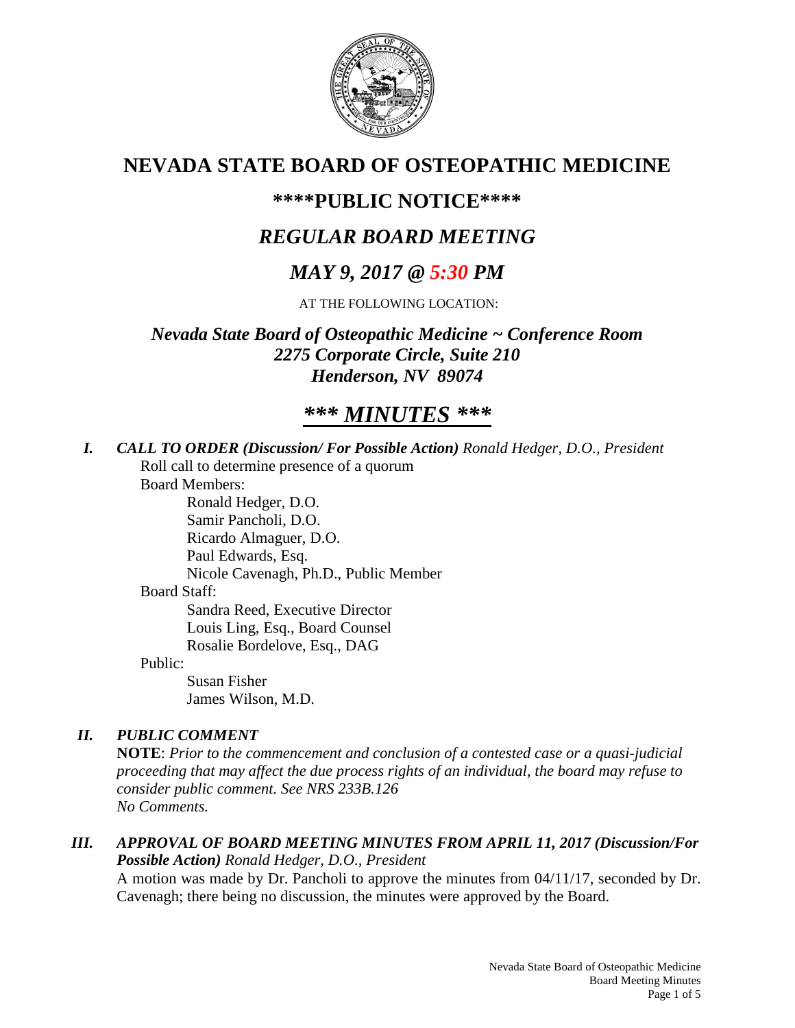# NEVADA STATE BOARD OF OSTEOPATHIC MEDICINE

## \*\*\*\*PUBLIC NOTICE\*\*\*\*

## *REGULAR BOARD MEETING*

## *MAY 9, 2017 @ 5:30 PM*

AT THE FOLLOWING LOCATION:

***Nevada State Board of Osteopathic Medicine ~ Conference Room***
***2275 Corporate Circle, Suite 210***
***Henderson, NV 89074***

## *\*\*\* MINUTES \*\*\**

***I. CALL TO ORDER (Discussion/ For Possible Action)*** *Ronald Hedger, D.O., President*

Roll call to determine presence of a quorum

Board Members:

- Ronald Hedger, D.O.
- Samir Pancholi, D.O.
- Ricardo Almaguer, D.O.
- Paul Edwards, Esq.
- Nicole Cavenagh, Ph.D., Public Member

Board Staff:

- Sandra Reed, Executive Director
- Louis Ling, Esq., Board Counsel
- Rosalie Bordelove, Esq., DAG

Public:

- Susan Fisher
- James Wilson, M.D.

***II. PUBLIC COMMENT***

**NOTE**: *Prior to the commencement and conclusion of a contested case or a quasi-judicial proceeding that may affect the due process rights of an individual, the board may refuse to consider public comment. See NRS 233B.126*
*No Comments.*

***III. APPROVAL OF BOARD MEETING MINUTES FROM APRIL 11, 2017 (Discussion/For Possible Action)*** *Ronald Hedger, D.O., President*

A motion was made by Dr. Pancholi to approve the minutes from 04/11/17, seconded by Dr. Cavenagh; there being no discussion, the minutes were approved by the Board.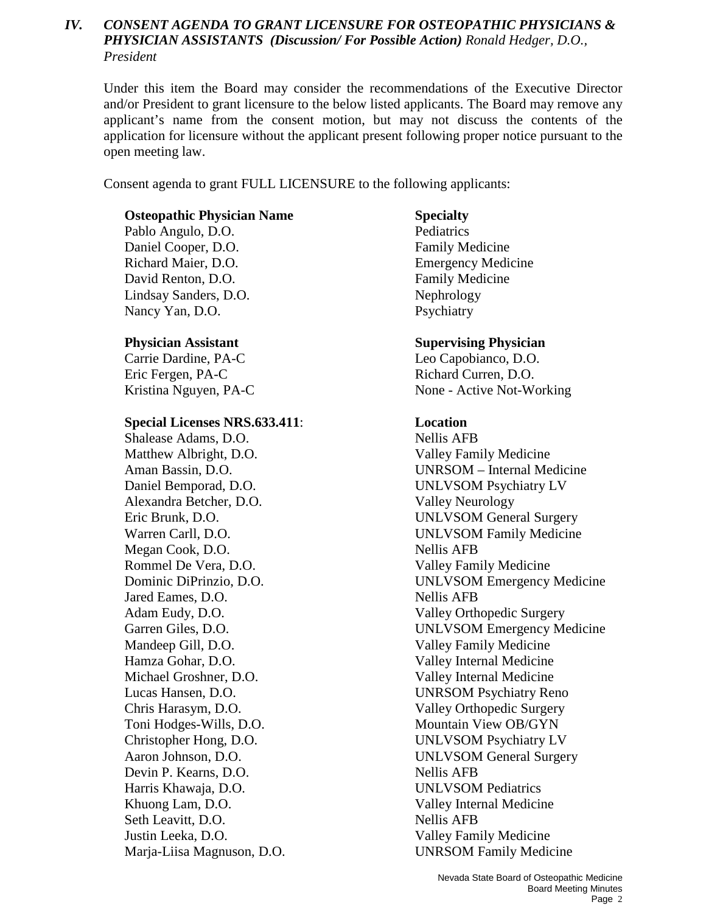## IV. *CONSENT AGENDA TO GRANT LICENSURE FOR OSTEOPATHIC PHYSICIANS & PHYSICIAN ASSISTANTS* ***(Discussion/ For Possible Action)*** *Ronald Hedger, D.O., President*

Under this item the Board may consider the recommendations of the Executive Director and/or President to grant licensure to the below listed applicants. The Board may remove any applicant's name from the consent motion, but may not discuss the contents of the application for licensure without the applicant present following proper notice pursuant to the open meeting law.

Consent agenda to grant FULL LICENSURE to the following applicants:

| **Osteopathic Physician Name** | **Specialty** |
|---|---|
| Pablo Angulo, D.O. | Pediatrics |
| Daniel Cooper, D.O. | Family Medicine |
| Richard Maier, D.O. | Emergency Medicine |
| David Renton, D.O. | Family Medicine |
| Lindsay Sanders, D.O. | Nephrology |
| Nancy Yan, D.O. | Psychiatry |

| **Physician Assistant** | **Supervising Physician** |
|---|---|
| Carrie Dardine, PA-C | Leo Capobianco, D.O. |
| Eric Fergen, PA-C | Richard Curren, D.O. |
| Kristina Nguyen, PA-C | None - Active Not-Working |

| **Special Licenses NRS.633.411**: | **Location** |
|---|---|
| Shalease Adams, D.O. | Nellis AFB |
| Matthew Albright, D.O. | Valley Family Medicine |
| Aman Bassin, D.O. | UNRSOM – Internal Medicine |
| Daniel Bemporad, D.O. | UNLVSOM Psychiatry LV |
| Alexandra Betcher, D.O. | Valley Neurology |
| Eric Brunk, D.O. | UNLVSOM General Surgery |
| Warren Carll, D.O. | UNLVSOM Family Medicine |
| Megan Cook, D.O. | Nellis AFB |
| Rommel De Vera, D.O. | Valley Family Medicine |
| Dominic DiPrinzio, D.O. | UNLVSOM Emergency Medicine |
| Jared Eames, D.O. | Nellis AFB |
| Adam Eudy, D.O. | Valley Orthopedic Surgery |
| Garren Giles, D.O. | UNLVSOM Emergency Medicine |
| Mandeep Gill, D.O. | Valley Family Medicine |
| Hamza Gohar, D.O. | Valley Internal Medicine |
| Michael Groshner, D.O. | Valley Internal Medicine |
| Lucas Hansen, D.O. | UNRSOM Psychiatry Reno |
| Chris Harasym, D.O. | Valley Orthopedic Surgery |
| Toni Hodges-Wills, D.O. | Mountain View OB/GYN |
| Christopher Hong, D.O. | UNLVSOM Psychiatry LV |
| Aaron Johnson, D.O. | UNLVSOM General Surgery |
| Devin P. Kearns, D.O. | Nellis AFB |
| Harris Khawaja, D.O. | UNLVSOM Pediatrics |
| Khuong Lam, D.O. | Valley Internal Medicine |
| Seth Leavitt, D.O. | Nellis AFB |
| Justin Leeka, D.O. | Valley Family Medicine |
| Marja-Liisa Magnuson, D.O. | UNRSOM Family Medicine |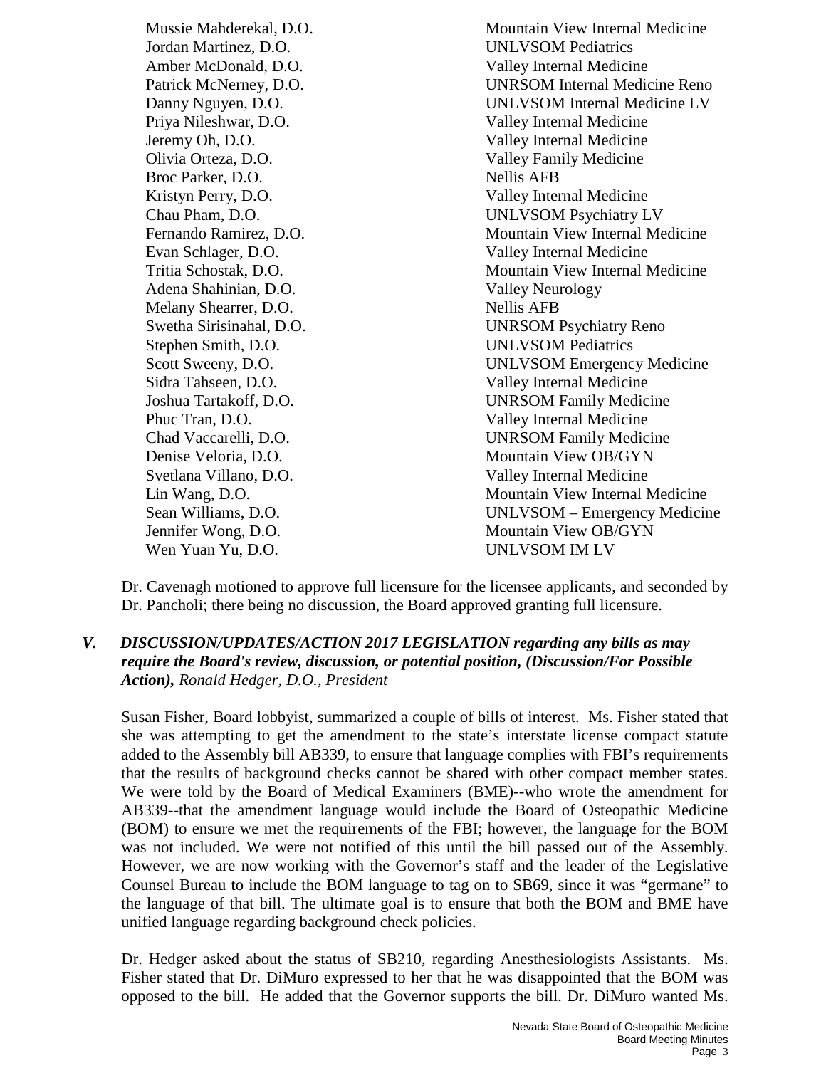| | |
|---|---|
| Mussie Mahderekal, D.O. | Mountain View Internal Medicine |
| Jordan Martinez, D.O. | UNLVSOM Pediatrics |
| Amber McDonald, D.O. | Valley Internal Medicine |
| Patrick McNerney, D.O. | UNRSOM Internal Medicine Reno |
| Danny Nguyen, D.O. | UNLVSOM Internal Medicine LV |
| Priya Nileshwar, D.O. | Valley Internal Medicine |
| Jeremy Oh, D.O. | Valley Internal Medicine |
| Olivia Orteza, D.O. | Valley Family Medicine |
| Broc Parker, D.O. | Nellis AFB |
| Kristyn Perry, D.O. | Valley Internal Medicine |
| Chau Pham, D.O. | UNLVSOM Psychiatry LV |
| Fernando Ramirez, D.O. | Mountain View Internal Medicine |
| Evan Schlager, D.O. | Valley Internal Medicine |
| Tritia Schostak, D.O. | Mountain View Internal Medicine |
| Adena Shahinian, D.O. | Valley Neurology |
| Melany Shearrer, D.O. | Nellis AFB |
| Swetha Sirisinahal, D.O. | UNRSOM Psychiatry Reno |
| Stephen Smith, D.O. | UNLVSOM Pediatrics |
| Scott Sweeny, D.O. | UNLVSOM Emergency Medicine |
| Sidra Tahseen, D.O. | Valley Internal Medicine |
| Joshua Tartakoff, D.O. | UNRSOM Family Medicine |
| Phuc Tran, D.O. | Valley Internal Medicine |
| Chad Vaccarelli, D.O. | UNRSOM Family Medicine |
| Denise Veloria, D.O. | Mountain View OB/GYN |
| Svetlana Villano, D.O. | Valley Internal Medicine |
| Lin Wang, D.O. | Mountain View Internal Medicine |
| Sean Williams, D.O. | UNLVSOM – Emergency Medicine |
| Jennifer Wong, D.O. | Mountain View OB/GYN |
| Wen Yuan Yu, D.O. | UNLVSOM IM LV |

Dr. Cavenagh motioned to approve full licensure for the licensee applicants, and seconded by Dr. Pancholi; there being no discussion, the Board approved granting full licensure.

***V. DISCUSSION/UPDATES/ACTION 2017 LEGISLATION regarding any bills as may require the Board's review, discussion, or potential position, (Discussion/For Possible Action),*** *Ronald Hedger, D.O., President*

Susan Fisher, Board lobbyist, summarized a couple of bills of interest. Ms. Fisher stated that she was attempting to get the amendment to the state's interstate license compact statute added to the Assembly bill AB339, to ensure that language complies with FBI's requirements that the results of background checks cannot be shared with other compact member states. We were told by the Board of Medical Examiners (BME)--who wrote the amendment for AB339--that the amendment language would include the Board of Osteopathic Medicine (BOM) to ensure we met the requirements of the FBI; however, the language for the BOM was not included. We were not notified of this until the bill passed out of the Assembly. However, we are now working with the Governor's staff and the leader of the Legislative Counsel Bureau to include the BOM language to tag on to SB69, since it was "germane" to the language of that bill. The ultimate goal is to ensure that both the BOM and BME have unified language regarding background check policies.

Dr. Hedger asked about the status of SB210, regarding Anesthesiologists Assistants. Ms. Fisher stated that Dr. DiMuro expressed to her that he was disappointed that the BOM was opposed to the bill. He added that the Governor supports the bill. Dr. DiMuro wanted Ms.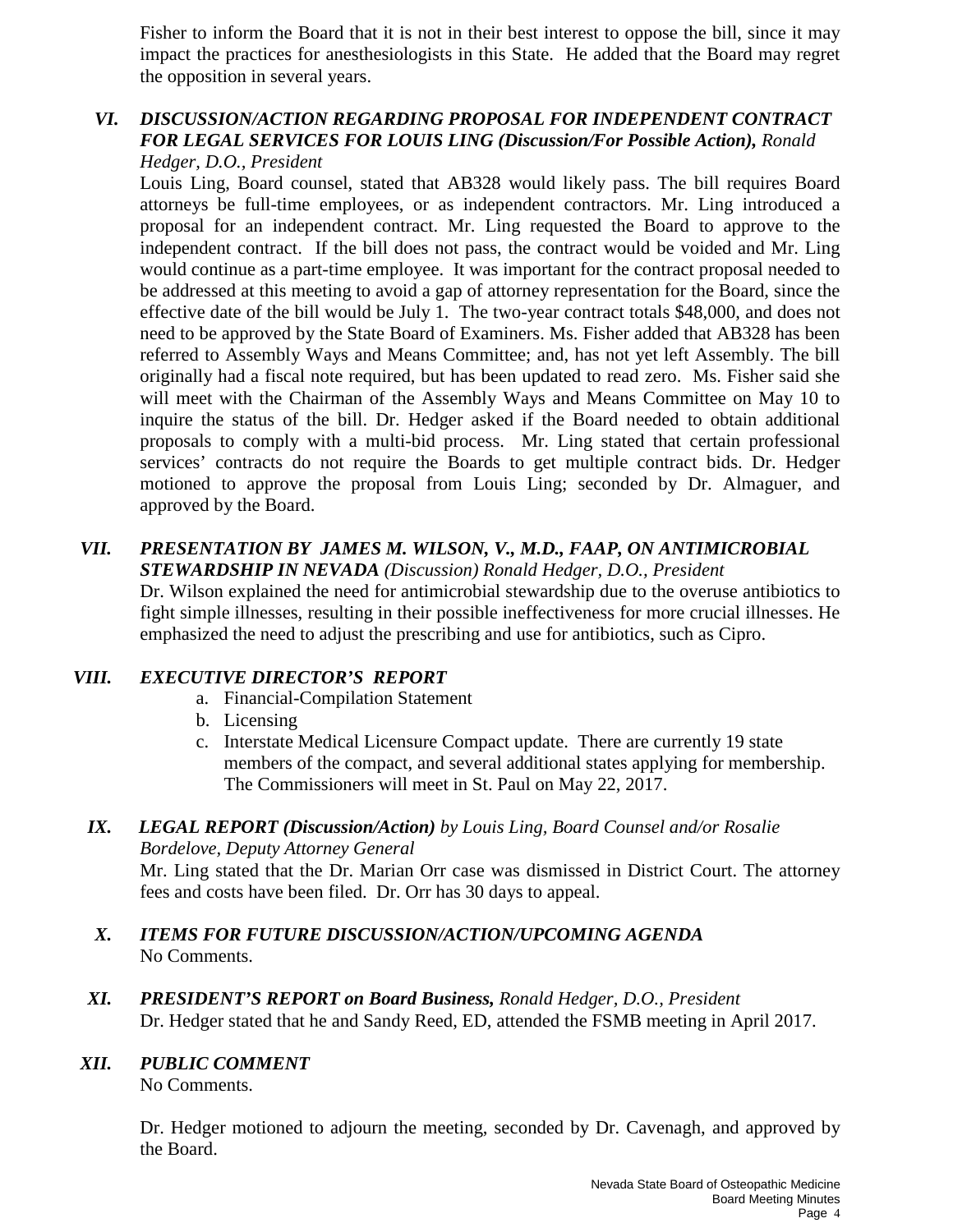Fisher to inform the Board that it is not in their best interest to oppose the bill, since it may impact the practices for anesthesiologists in this State. He added that the Board may regret the opposition in several years.

**VI. *DISCUSSION/ACTION REGARDING PROPOSAL FOR INDEPENDENT CONTRACT FOR LEGAL SERVICES FOR LOUIS LING (Discussion/For Possible Action),*** *Ronald Hedger, D.O., President*

Louis Ling, Board counsel, stated that AB328 would likely pass. The bill requires Board attorneys be full-time employees, or as independent contractors. Mr. Ling introduced a proposal for an independent contract. Mr. Ling requested the Board to approve to the independent contract. If the bill does not pass, the contract would be voided and Mr. Ling would continue as a part-time employee. It was important for the contract proposal needed to be addressed at this meeting to avoid a gap of attorney representation for the Board, since the effective date of the bill would be July 1. The two-year contract totals $48,000, and does not need to be approved by the State Board of Examiners. Ms. Fisher added that AB328 has been referred to Assembly Ways and Means Committee; and, has not yet left Assembly. The bill originally had a fiscal note required, but has been updated to read zero. Ms. Fisher said she will meet with the Chairman of the Assembly Ways and Means Committee on May 10 to inquire the status of the bill. Dr. Hedger asked if the Board needed to obtain additional proposals to comply with a multi-bid process. Mr. Ling stated that certain professional services' contracts do not require the Boards to get multiple contract bids. Dr. Hedger motioned to approve the proposal from Louis Ling; seconded by Dr. Almaguer, and approved by the Board.

**VII. *PRESENTATION BY JAMES M. WILSON, V., M.D., FAAP, ON ANTIMICROBIAL STEWARDSHIP IN NEVADA*** *(Discussion) Ronald Hedger, D.O., President*

Dr. Wilson explained the need for antimicrobial stewardship due to the overuse antibiotics to fight simple illnesses, resulting in their possible ineffectiveness for more crucial illnesses. He emphasized the need to adjust the prescribing and use for antibiotics, such as Cipro.

**VIII. *EXECUTIVE DIRECTOR'S REPORT***

a. Financial-Compilation Statement
b. Licensing
c. Interstate Medical Licensure Compact update. There are currently 19 state members of the compact, and several additional states applying for membership. The Commissioners will meet in St. Paul on May 22, 2017.

**IX. *LEGAL REPORT (Discussion/Action)*** *by Louis Ling, Board Counsel and/or Rosalie Bordelove, Deputy Attorney General*

Mr. Ling stated that the Dr. Marian Orr case was dismissed in District Court. The attorney fees and costs have been filed. Dr. Orr has 30 days to appeal.

**X. *ITEMS FOR FUTURE DISCUSSION/ACTION/UPCOMING AGENDA***

No Comments.

**XI. *PRESIDENT'S REPORT on Board Business,*** *Ronald Hedger, D.O., President*

Dr. Hedger stated that he and Sandy Reed, ED, attended the FSMB meeting in April 2017.

**XII. *PUBLIC COMMENT***

No Comments.

Dr. Hedger motioned to adjourn the meeting, seconded by Dr. Cavenagh, and approved by the Board.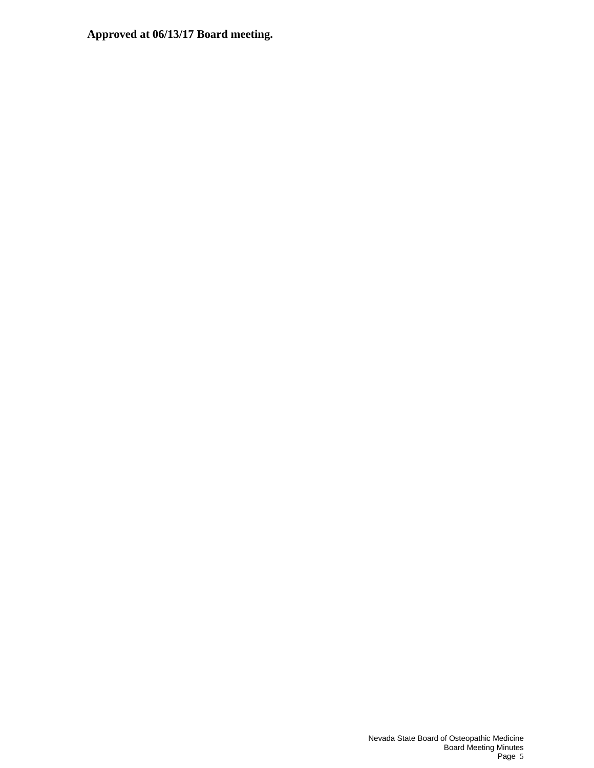**Approved at 06/13/17 Board meeting.**